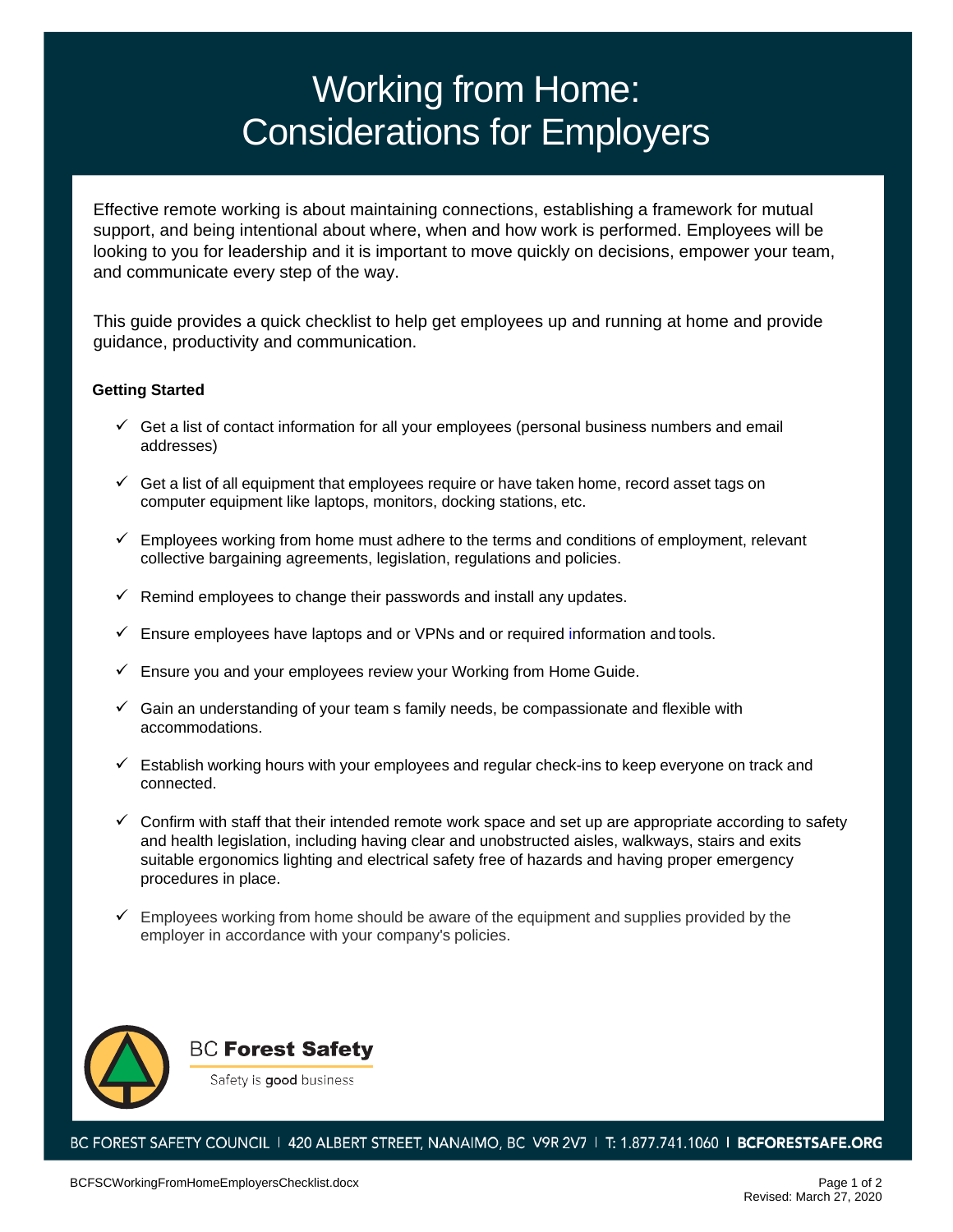# Working from Home: Considerations for Employers

Effective remote working is about maintaining connections, establishing a framework for mutual support, and being intentional about where, when and how work is performed. Employees will be looking to you for leadership and it is important to move quickly on decisions, empower your team, and communicate every step of the way.

This guide provides a quick checklist to help get employees up and running at home and provide guidance, productivity and communication.

**Getting Started**

- ✓ Get a list of contact information for all your employees (personal business numbers and email addresses)
- ✓ Get a list of all equipment that employees require or have taken home, record asset tags on computer equipment like laptops, monitors, docking stations, etc.
- ✓ Employees working from home must adhere to the terms and conditions of employment, relevant collective bargaining agreements, legislation, regulations and policies.
- ✓ Remind employees to change their passwords and install any updates.
- ✓ Ensure employees have laptops and or VPNs and or required information and tools.
- ✓ Ensure you and your employees review your Working from Home Guide.
- ✓ Gain an understanding of your team s family needs, be compassionate and flexible with accommodations.
- ✓ Establish working hours with your employees and regular check-ins to keep everyone on track and connected.
- ✓ Confirm with staff that their intended remote work space and set up are appropriate according to safety and health legislation, including having clear and unobstructed aisles, walkways, stairs and exits suitable ergonomics lighting and electrical safety free of hazards and having proper emergency procedures in place.
- ✓ Employees working from home should be aware of the equipment and supplies provided by the employer in accordance with your company's policies.

BC Forest Safety

Safety is good business

BC FOREST SAFETY COUNCIL | 420 ALBERT STREET, NANAIMO, BC V9R 2V7 | T: 1.877.741.1060 | BCFORESTSAFE.ORG

BCFSCWorkingFromHomeEmployersChecklist.docx

Revised: March 27, 2020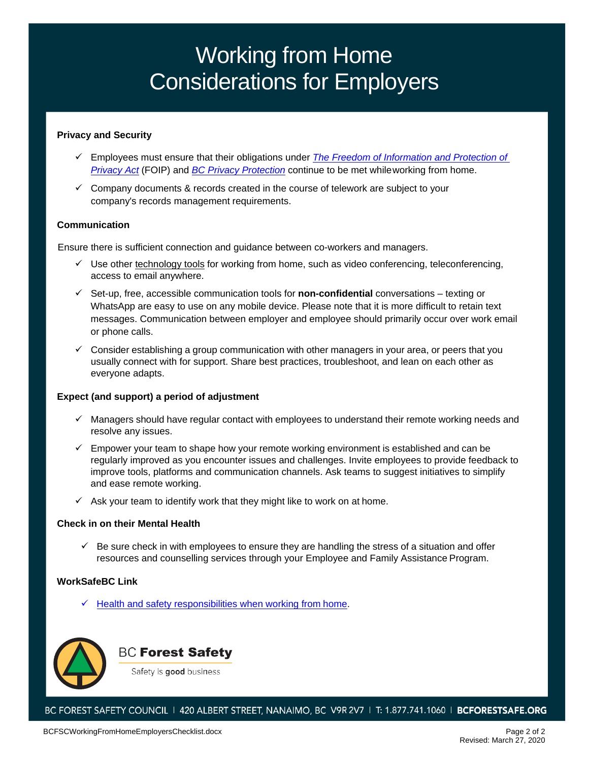# Working from Home Considerations for Employers

**Privacy and Security**

- ✓ Employees must ensure that their obligations under *The Freedom of Information and Protection of Privacy Act* (FOIP) and *BC Privacy Protection* continue to be met while working from home.
- ✓ Company documents & records created in the course of telework are subject to your company's records management requirements.

**Communication**

Ensure there is sufficient connection and guidance between co-workers and managers.

- ✓ Use other technology tools for working from home, such as video conferencing, teleconferencing, access to email anywhere.
- ✓ Set-up, free, accessible communication tools for **non-confidential** conversations – texting or WhatsApp are easy to use on any mobile device. Please note that it is more difficult to retain text messages. Communication between employer and employee should primarily occur over work email or phone calls.
- ✓ Consider establishing a group communication with other managers in your area, or peers that you usually connect with for support. Share best practices, troubleshoot, and lean on each other as everyone adapts.

**Expect (and support) a period of adjustment**

- ✓ Managers should have regular contact with employees to understand their remote working needs and resolve any issues.
- ✓ Empower your team to shape how your remote working environment is established and can be regularly improved as you encounter issues and challenges. Invite employees to provide feedback to improve tools, platforms and communication channels. Ask teams to suggest initiatives to simplify and ease remote working.
- ✓ Ask your team to identify work that they might like to work on at home.

**Check in on their Mental Health**

- ✓ Be sure check in with employees to ensure they are handling the stress of a situation and offer resources and counselling services through your Employee and Family Assistance Program.

**WorkSafeBC Link**

- ✓ Health and safety responsibilities when working from home.

BC Forest Safety

Safety is good business

BC FOREST SAFETY COUNCIL | 420 ALBERT STREET, NANAIMO, BC V9R 2V7 | T: 1.877.741.1060 | BCFORESTSAFE.ORG

BCFSCWorkingFromHomeEmployersChecklist.docx

Revised: March 27, 2020